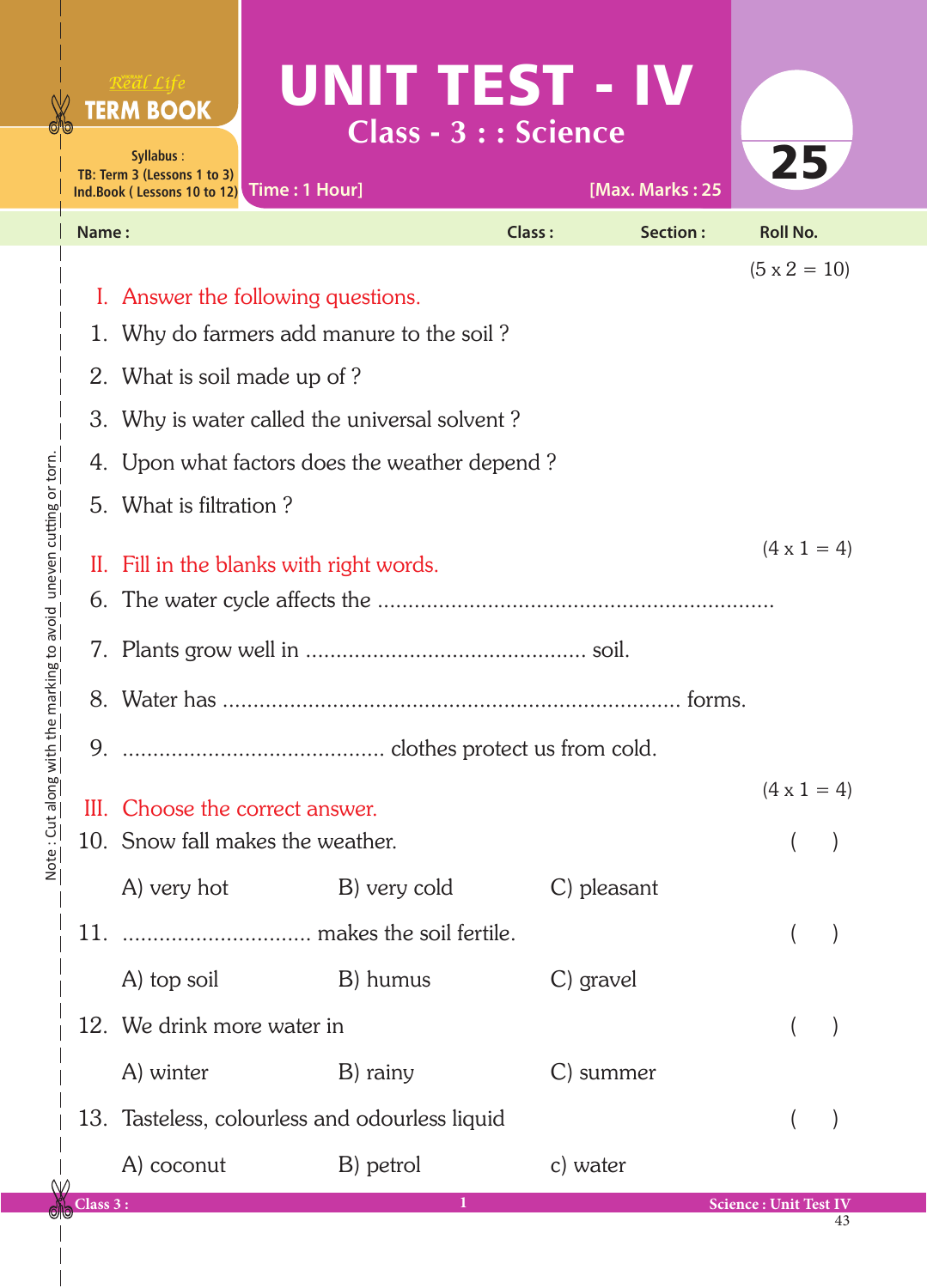Real Life **TERM BOOK**

Syllabus :
TB: Term 3 (Lessons 1 to 3)
Ind.Book ( Lessons 10 to 12)

# UNIT TEST - IV

## Class - 3 : : Science

Time : 1 Hour] [Max. Marks : 25

25

Name : Class : Section : Roll No.

Note : Cut along with the marking to avoid uneven cutting or torn.

(5 x 2 = 10)

**I. Answer the following questions.**

1. Why do farmers add manure to the soil ?
2. What is soil made up of ?
3. Why is water called the universal solvent ?
4. Upon what factors does the weather depend ?
5. What is filtration ?

(4 x 1 = 4)

**II. Fill in the blanks with right words.**

6. The water cycle affects the ...............................................................
7. Plants grow well in ............................................ soil.
8. Water has ........................................................................ forms.
9. .......................................... clothes protect us from cold.

(4 x 1 = 4)

**III. Choose the correct answer.**

10. Snow fall makes the weather. ( )

    A) very hot B) very cold C) pleasant

11. .............................. makes the soil fertile. ( )

    A) top soil B) humus C) gravel

12. We drink more water in ( )

    A) winter B) rainy C) summer

13. Tasteless, colourless and odourless liquid ( )

    A) coconut B) petrol c) water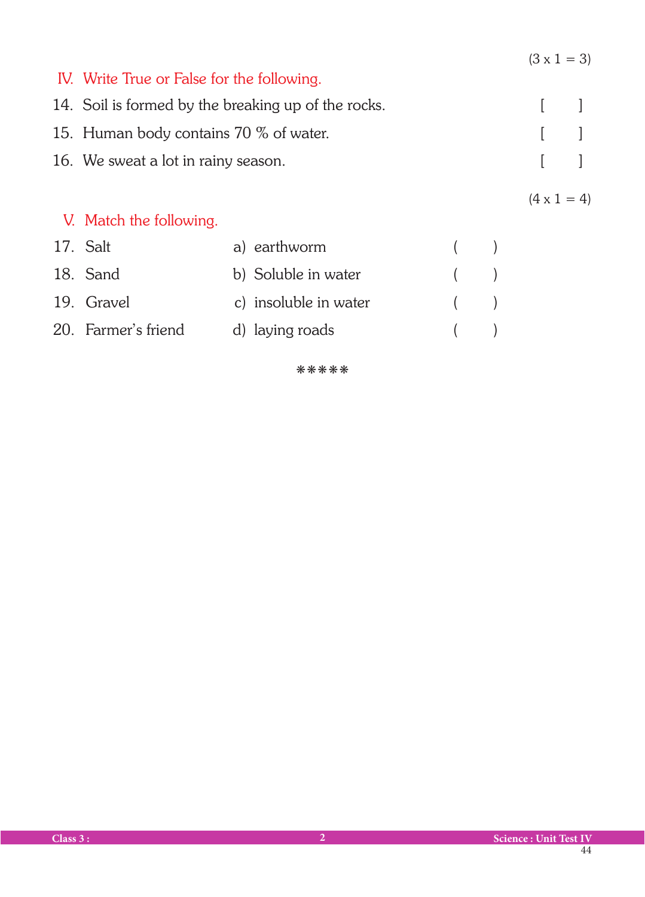(3 x 1 = 3)

## IV. Write True or False for the following.

14. Soil is formed by the breaking up of the rocks. [ ]
15. Human body contains 70 % of water. [ ]
16. We sweat a lot in rainy season. [ ]

(4 x 1 = 4)

## V. Match the following.

| | | |
|---|---|---|
| 17. Salt | a) earthworm | ( ) |
| 18. Sand | b) Soluble in water | ( ) |
| 19. Gravel | c) insoluble in water | ( ) |
| 20. Farmer's friend | d) laying roads | ( ) |

*****